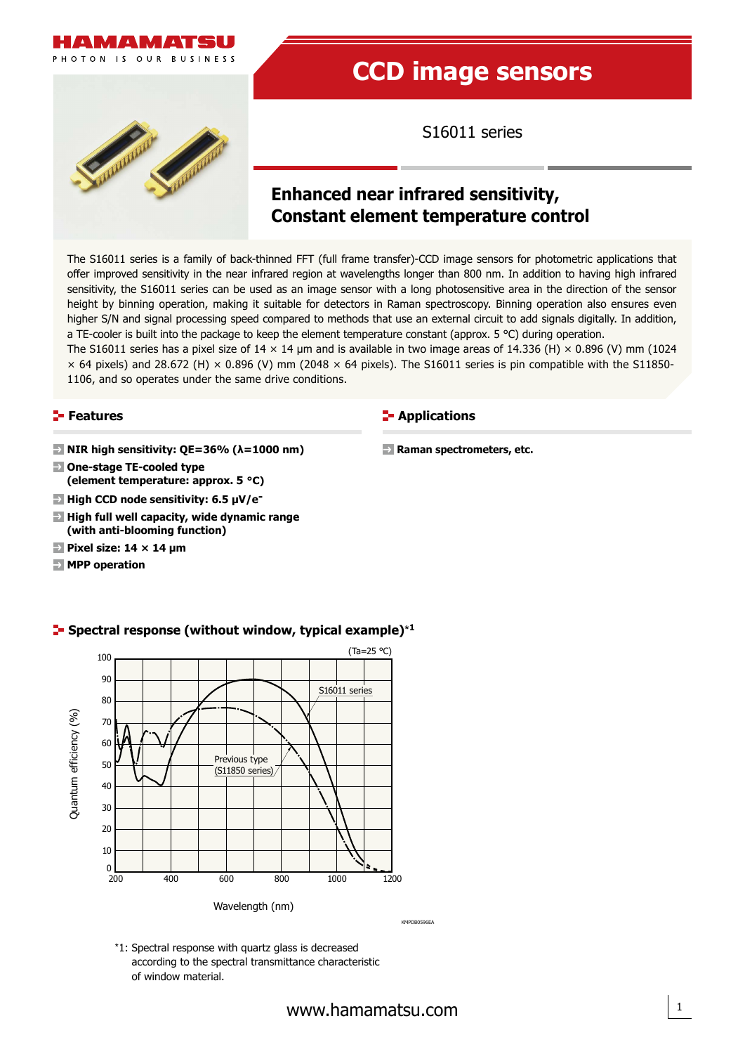# CCD image sensors

S16011 series

## Enhanced near infrared sensitivity, Constant element temperature control

The S16011 series is a family of back-thinned FFT (full frame transfer)-CCD image sensors for photometric applications that offer improved sensitivity in the near infrared region at wavelengths longer than 800 nm. In addition to having high infrared sensitivity, the S16011 series can be used as an image sensor with a long photosensitive area in the direction of the sensor height by binning operation, making it suitable for detectors in Raman spectroscopy. Binning operation also ensures even higher S/N and signal processing speed compared to methods that use an external circuit to add signals digitally. In addition, a TE-cooler is built into the package to keep the element temperature constant (approx. 5 °C) during operation.

The S16011 series has a pixel size of 14 × 14 μm and is available in two image areas of 14.336 (H) × 0.896 (V) mm (1024 × 64 pixels) and 28.672 (H) × 0.896 (V) mm (2048 × 64 pixels). The S16011 series is pin compatible with the S11850-1106, and so operates under the same drive conditions.

## Features

- **NIR high sensitivity: QE=36% (λ=1000 nm)**
- **One-stage TE-cooled type (element temperature: approx. 5 °C)**
- **High CCD node sensitivity: 6.5 μV/e⁻**
- **High full well capacity, wide dynamic range (with anti-blooming function)**
- **Pixel size: 14 × 14 μm**
- **MPP operation**

## Applications

- **Raman spectrometers, etc.**

## Spectral response (without window, typical example)*1

(Ta=25 °C)

Quantum efficiency (%) vs. Wavelength (nm); curves: S16011 series, Previous type (S11850 series)

KMPDB0596EA

*1: Spectral response with quartz glass is decreased according to the spectral transmittance characteristic of window material.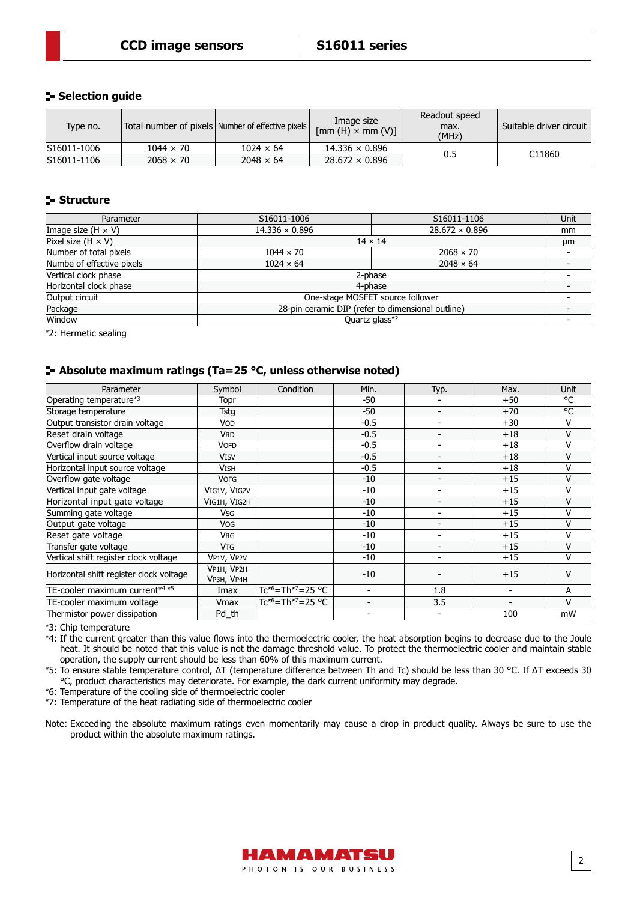## Selection guide

| Type no. | Total number of pixels | Number of effective pixels | Image size [mm (H) × mm (V)] | Readout speed max. (MHz) | Suitable driver circuit |
|---|---|---|---|---|---|
| S16011-1006 | 1044 × 70 | 1024 × 64 | 14.336 × 0.896 | 0.5 | C11860 |
| S16011-1106 | 2068 × 70 | 2048 × 64 | 28.672 × 0.896 | | |

## Structure

| Parameter | S16011-1006 | S16011-1106 | Unit |
|---|---|---|---|
| Image size (H × V) | 14.336 × 0.896 | 28.672 × 0.896 | mm |
| Pixel size (H × V) | 14 × 14 | | μm |
| Number of total pixels | 1044 × 70 | 2068 × 70 | - |
| Numbe of effective pixels | 1024 × 64 | 2048 × 64 | - |
| Vertical clock phase | 2-phase | | - |
| Horizontal clock phase | 4-phase | | - |
| Output circuit | One-stage MOSFET source follower | | - |
| Package | 28-pin ceramic DIP (refer to dimensional outline) | | - |
| Window | Quartz glass*2 | | - |

*2: Hermetic sealing

## Absolute maximum ratings (Ta=25 °C, unless otherwise noted)

| Parameter | Symbol | Condition | Min. | Typ. | Max. | Unit |
|---|---|---|---|---|---|---|
| Operating temperature*3 | Topr | | -50 | - | +50 | °C |
| Storage temperature | Tstg | | -50 | - | +70 | °C |
| Output transistor drain voltage | $V_{OD}$ | | -0.5 | - | +30 | V |
| Reset drain voltage | $V_{RD}$ | | -0.5 | - | +18 | V |
| Overflow drain voltage | $V_{OFD}$ | | -0.5 | - | +18 | V |
| Vertical input source voltage | $V_{ISV}$ | | -0.5 | - | +18 | V |
| Horizontal input source voltage | $V_{ISH}$ | | -0.5 | - | +18 | V |
| Overflow gate voltage | $V_{OFG}$ | | -10 | - | +15 | V |
| Vertical input gate voltage | $V_{IG1V}$, $V_{IG2V}$ | | -10 | - | +15 | V |
| Horizontal input gate voltage | $V_{IG1H}$, $V_{IG2H}$ | | -10 | - | +15 | V |
| Summing gate voltage | $V_{SG}$ | | -10 | - | +15 | V |
| Output gate voltage | $V_{OG}$ | | -10 | - | +15 | V |
| Reset gate voltage | $V_{RG}$ | | -10 | - | +15 | V |
| Transfer gate voltage | $V_{TG}$ | | -10 | - | +15 | V |
| Vertical shift register clock voltage | $V_{P1V}$, $V_{P2V}$ | | -10 | - | +15 | V |
| Horizontal shift register clock voltage | $V_{P1H}$, $V_{P2H}$, $V_{P3H}$, $V_{P4H}$ | | -10 | - | +15 | V |
| TE-cooler maximum current*4 *5 | Imax | Tc*6=Th*7=25 °C | - | 1.8 | - | A |
| TE-cooler maximum voltage | Vmax | Tc*6=Th*7=25 °C | - | 3.5 | - | V |
| Thermistor power dissipation | Pd_th | | - | - | 100 | mW |

*3: Chip temperature

*4: If the current greater than this value flows into the thermoelectric cooler, the heat absorption begins to decrease due to the Joule heat. It should be noted that this value is not the damage threshold value. To protect the thermoelectric cooler and maintain stable operation, the supply current should be less than 60% of this maximum current.

*5: To ensure stable temperature control, ΔT (temperature difference between Th and Tc) should be less than 30 °C. If ΔT exceeds 30 °C, product characteristics may deteriorate. For example, the dark current uniformity may degrade.

*6: Temperature of the cooling side of thermoelectric cooler

*7: Temperature of the heat radiating side of thermoelectric cooler

Note: Exceeding the absolute maximum ratings even momentarily may cause a drop in product quality. Always be sure to use the product within the absolute maximum ratings.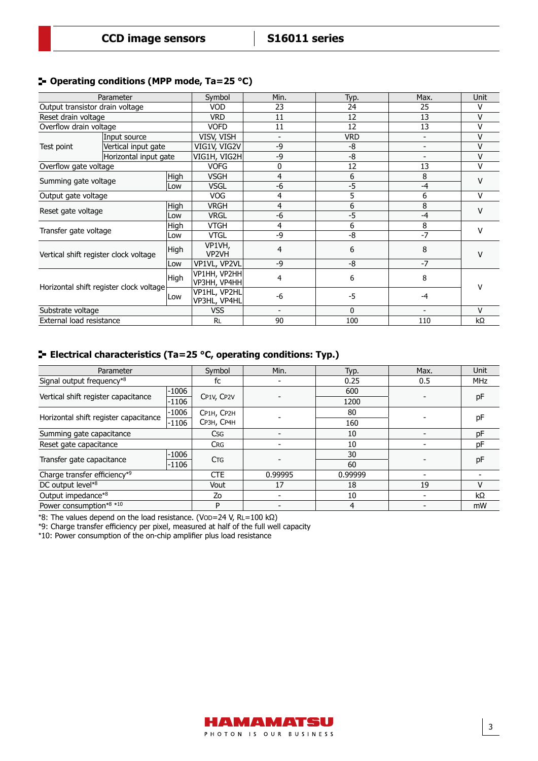## Operating conditions (MPP mode, Ta=25 °C)

| Parameter | | | Symbol | Min. | Typ. | Max. | Unit |
|---|---|---|---|---|---|---|---|
| Output transistor drain voltage | | | VOD | 23 | 24 | 25 | V |
| Reset drain voltage | | | VRD | 11 | 12 | 13 | V |
| Overflow drain voltage | | | VOFD | 11 | 12 | 13 | V |
| Test point | Input source | | VISV, VISH | - | VRD | - | V |
| | Vertical input gate | | VIG1V, VIG2V | -9 | -8 | - | V |
| | Horizontal input gate | | VIG1H, VIG2H | -9 | -8 | - | V |
| Overflow gate voltage | | | VOFG | 0 | 12 | 13 | V |
| Summing gate voltage | | High | VSGH | 4 | 6 | 8 | V |
| | | Low | VSGL | -6 | -5 | -4 | |
| Output gate voltage | | | VOG | 4 | 5 | 6 | V |
| Reset gate voltage | | High | VRGH | 4 | 6 | 8 | V |
| | | Low | VRGL | -6 | -5 | -4 | |
| Transfer gate voltage | | High | VTGH | 4 | 6 | 8 | V |
| | | Low | VTGL | -9 | -8 | -7 | |
| Vertical shift register clock voltage | | High | VP1VH, VP2VH | 4 | 6 | 8 | V |
| | | Low | VP1VL, VP2VL | -9 | -8 | -7 | |
| Horizontal shift register clock voltage | | High | VP1HH, VP2HH VP3HH, VP4HH | 4 | 6 | 8 | V |
| | | Low | VP1HL, VP2HL VP3HL, VP4HL | -6 | -5 | -4 | |
| Substrate voltage | | | VSS | - | 0 | - | V |
| External load resistance | | | RL | 90 | 100 | 110 | kΩ |

## Electrical characteristics (Ta=25 °C, operating conditions: Typ.)

| Parameter | | Symbol | Min. | Typ. | Max. | Unit |
|---|---|---|---|---|---|---|
| Signal output frequency*8 | | fc | - | 0.25 | 0.5 | MHz |
| Vertical shift register capacitance | -1006 | CP1V, CP2V | - | 600 | - | pF |
| | -1106 | | | 1200 | | |
| Horizontal shift register capacitance | -1006 | CP1H, CP2H CP3H, CP4H | - | 80 | - | pF |
| | -1106 | | | 160 | | |
| Summing gate capacitance | | CSG | - | 10 | - | pF |
| Reset gate capacitance | | CRG | - | 10 | - | pF |
| Transfer gate capacitance | -1006 | CTG | - | 30 | - | pF |
| | -1106 | | | 60 | | |
| Charge transfer efficiency*9 | | CTE | 0.99995 | 0.99999 | - | - |
| DC output level*8 | | Vout | 17 | 18 | 19 | V |
| Output impedance*8 | | Zo | - | 10 | - | kΩ |
| Power consumption*8 *10 | | P | - | 4 | - | mW |

*8: The values depend on the load resistance. (VOD=24 V, RL=100 kΩ)
*9: Charge transfer efficiency per pixel, measured at half of the full well capacity
*10: Power consumption of the on-chip amplifier plus load resistance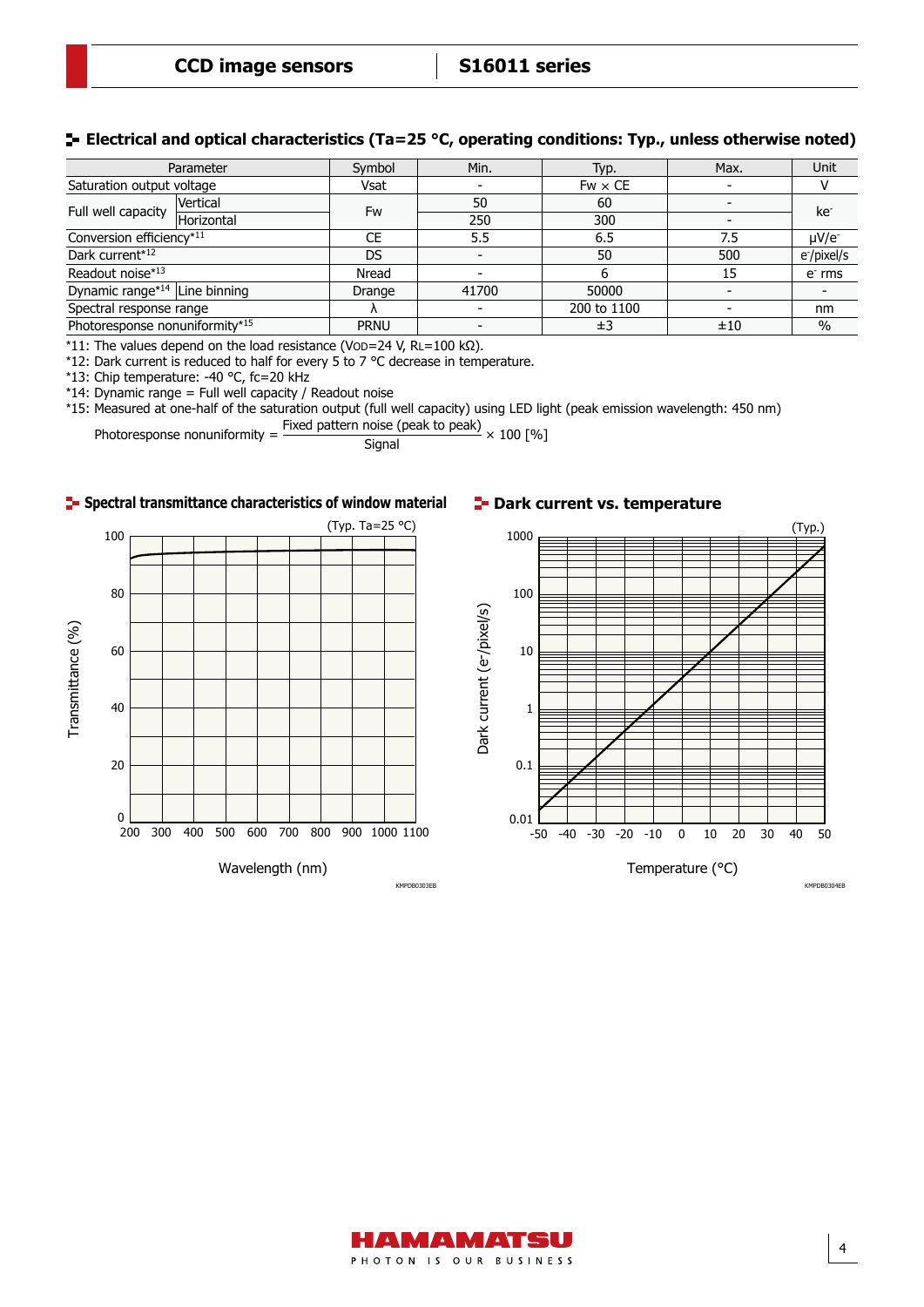## Electrical and optical characteristics (Ta=25 °C, operating conditions: Typ., unless otherwise noted)

| Parameter | | Symbol | Min. | Typ. | Max. | Unit |
|---|---|---|---|---|---|---|
| Saturation output voltage | | Vsat | - | Fw × CE | - | V |
| Full well capacity | Vertical | Fw | 50 | 60 | - | ke⁻ |
| | Horizontal | | 250 | 300 | - | |
| Conversion efficiency*11 | | CE | 5.5 | 6.5 | 7.5 | μV/e⁻ |
| Dark current*12 | | DS | - | 50 | 500 | e⁻/pixel/s |
| Readout noise*13 | | Nread | - | 6 | 15 | e⁻ rms |
| Dynamic range*14 | Line binning | Drange | 41700 | 50000 | - | - |
| Spectral response range | | λ | - | 200 to 1100 | - | nm |
| Photoresponse nonuniformity*15 | | PRNU | - | ±3 | ±10 | % |

*11: The values depend on the load resistance ($V_{OD}$=24 V, $R_L$=100 kΩ).

*12: Dark current is reduced to half for every 5 to 7 °C decrease in temperature.

*13: Chip temperature: -40 °C, fc=20 kHz

*14: Dynamic range = Full well capacity / Readout noise

*15: Measured at one-half of the saturation output (full well capacity) using LED light (peak emission wavelength: 450 nm)

$$\text{Photoresponse nonuniformity} = \frac{\text{Fixed pattern noise (peak to peak)}}{\text{Signal}} \times 100\ [\%]$$

## Spectral transmittance characteristics of window material

(Typ. Ta=25 °C)

KMPDB0303EB

## Dark current vs. temperature

(Typ.)

KMPDB0304EB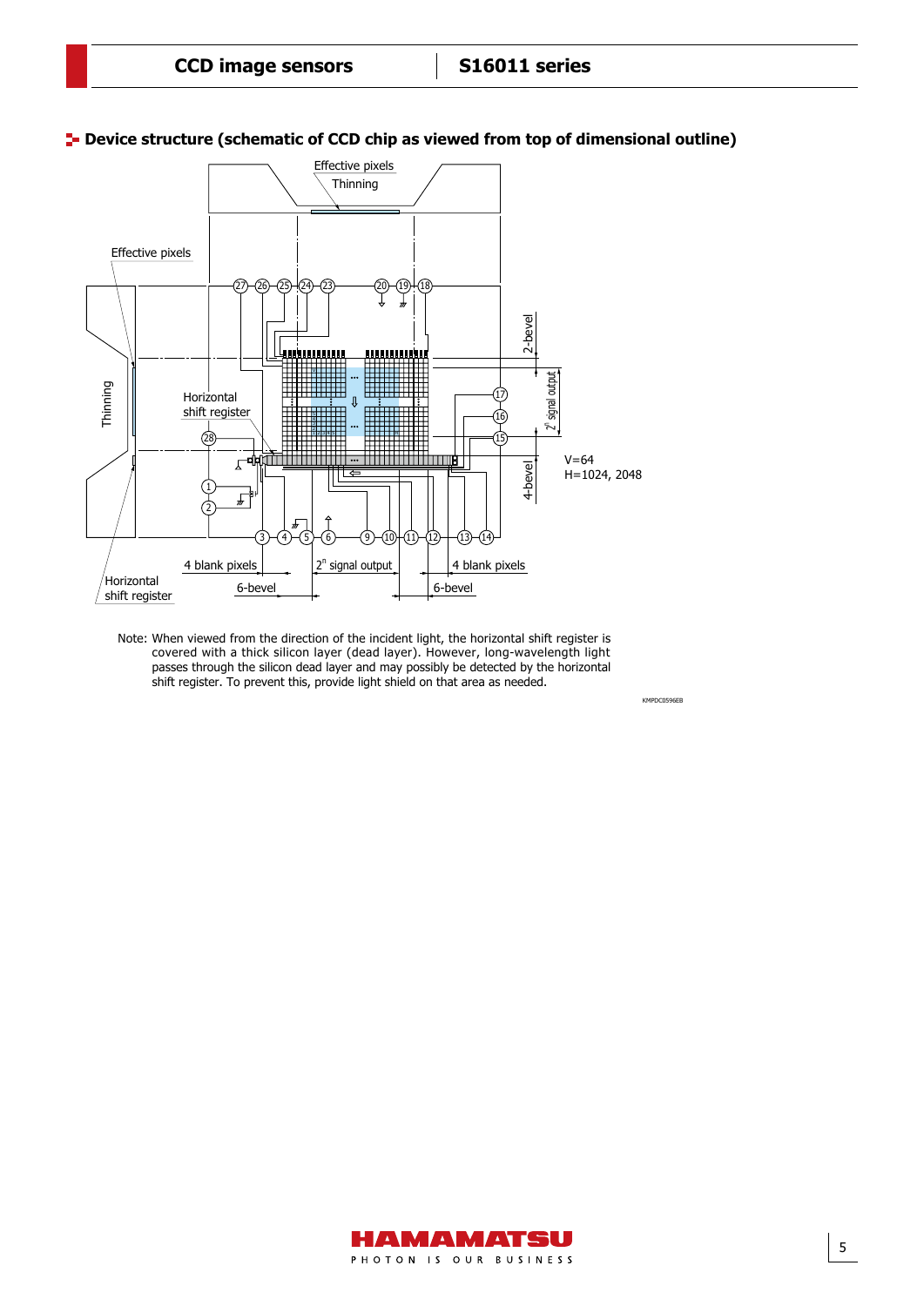## Device structure (schematic of CCD chip as viewed from top of dimensional outline)

Effective pixels

Thinning

Effective pixels

Thinning

Horizontal shift register

2-bevel

$2^n$ signal output

4-bevel

V=64
H=1024, 2048

4 blank pixels

$2^n$ signal output

4 blank pixels

6-bevel

6-bevel

Horizontal shift register

Note: When viewed from the direction of the incident light, the horizontal shift register is covered with a thick silicon layer (dead layer). However, long-wavelength light passes through the silicon dead layer and may possibly be detected by the horizontal shift register. To prevent this, provide light shield on that area as needed.

KMPDC0596EB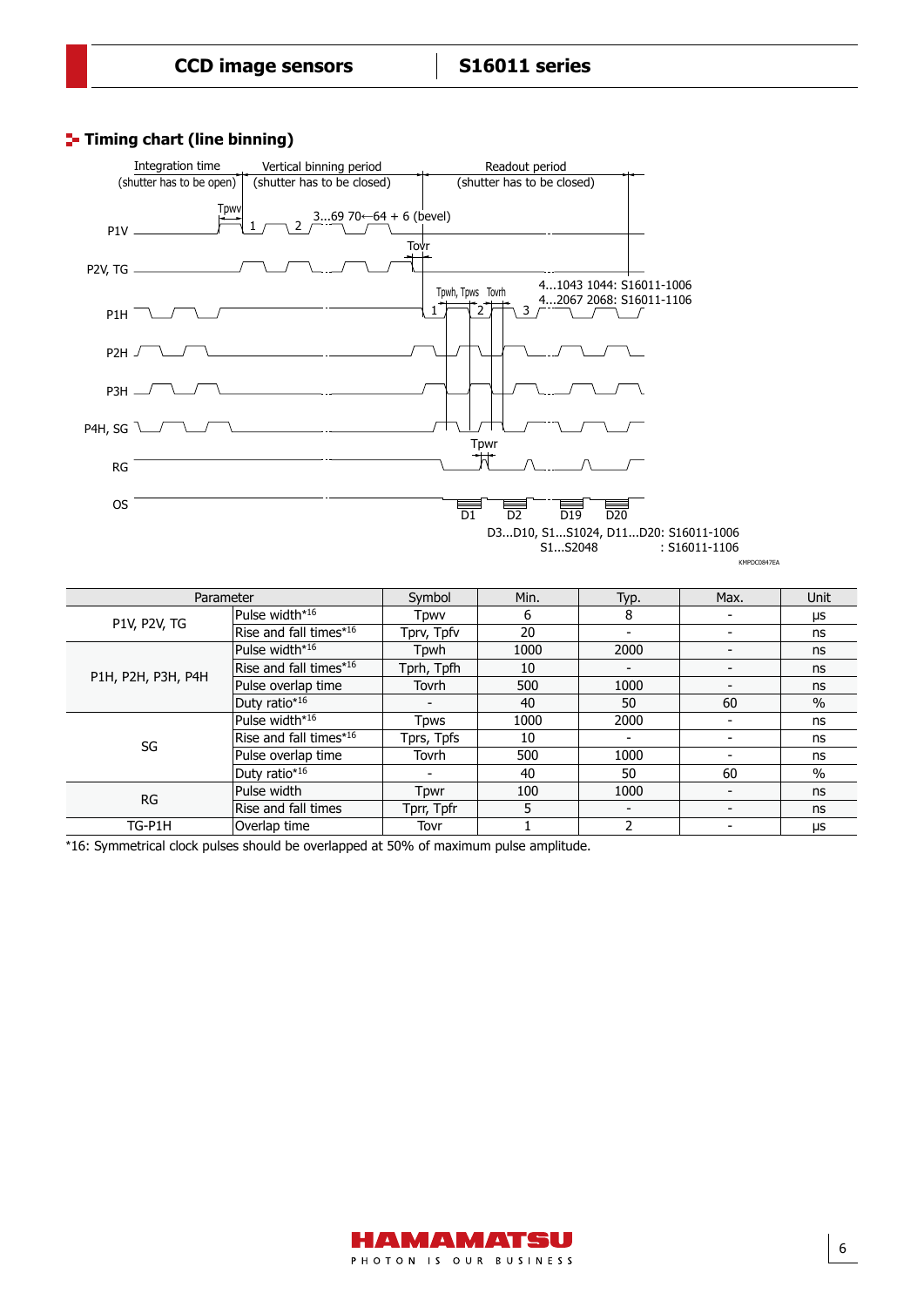## Timing chart (line binning)

Integration time (shutter has to be open) | Vertical binning period (shutter has to be closed) | Readout period (shutter has to be closed)

Tpwv

P1V 1 2 3...69 70←64 + 6 (bevel)

Tovr

P2V, TG

Tpwh, Tpws Tovrh

4...1043 1044: S16011-1006
4...2067 2068: S16011-1106

P1H 1 2 3

P2H

P3H

P4H, SG

Tpwr

RG

OS D1 D2 D19 D20

D3...D10, S1...S1024, D11...D20: S16011-1006
S1...S2048 : S16011-1106

KMPDC0847EA

| Parameter | | Symbol | Min. | Typ. | Max. | Unit |
|---|---|---|---|---|---|---|
| P1V, P2V, TG | Pulse width*16 | Tpwv | 6 | 8 | - | μs |
| | Rise and fall times*16 | Tprv, Tpfv | 20 | - | - | ns |
| P1H, P2H, P3H, P4H | Pulse width*16 | Tpwh | 1000 | 2000 | - | ns |
| | Rise and fall times*16 | Tprh, Tpfh | 10 | - | - | ns |
| | Pulse overlap time | Tovrh | 500 | 1000 | - | ns |
| | Duty ratio*16 | - | 40 | 50 | 60 | % |
| SG | Pulse width*16 | Tpws | 1000 | 2000 | - | ns |
| | Rise and fall times*16 | Tprs, Tpfs | 10 | - | - | ns |
| | Pulse overlap time | Tovrh | 500 | 1000 | - | ns |
| | Duty ratio*16 | - | 40 | 50 | 60 | % |
| RG | Pulse width | Tpwr | 100 | 1000 | - | ns |
| | Rise and fall times | Tprr, Tpfr | 5 | - | - | ns |
| TG-P1H | Overlap time | Tovr | 1 | 2 | - | μs |

*16: Symmetrical clock pulses should be overlapped at 50% of maximum pulse amplitude.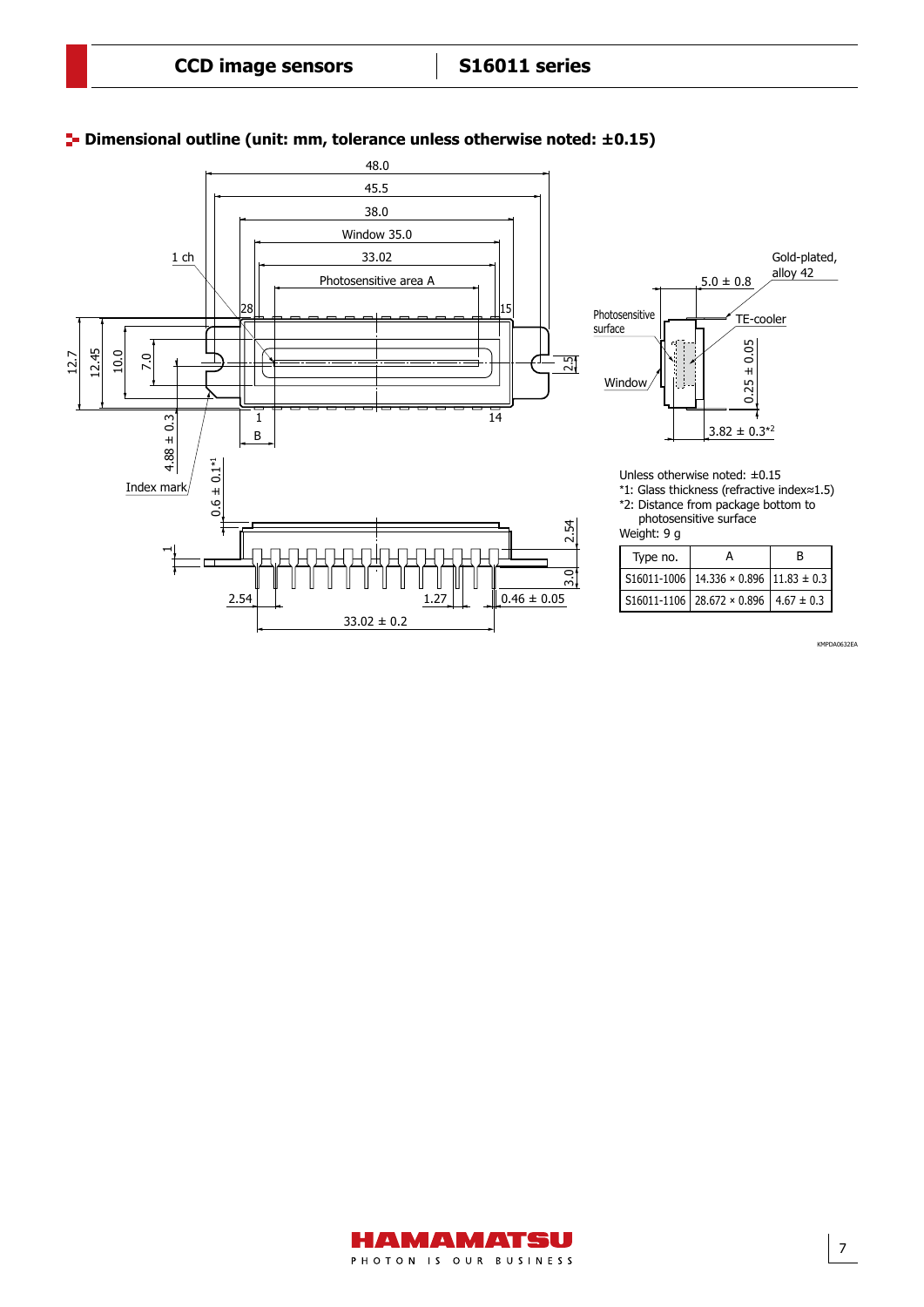## Dimensional outline (unit: mm, tolerance unless otherwise noted: ±0.15)

Unless otherwise noted: ±0.15

*1: Glass thickness (refractive index≈1.5)

*2: Distance from package bottom to photosensitive surface

Weight: 9 g

| Type no. | A | B |
|---|---|---|
| S16011-1006 | 14.336 × 0.896 | 11.83 ± 0.3 |
| S16011-1106 | 28.672 × 0.896 | 4.67 ± 0.3 |

KMPDA0632EA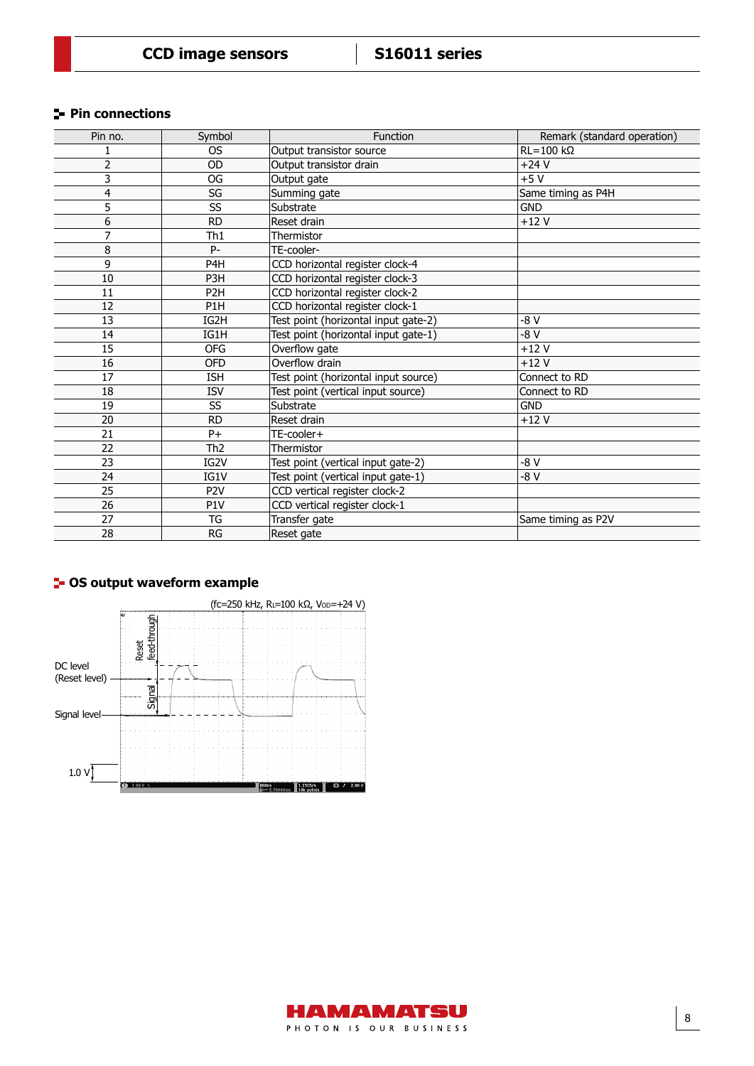## Pin connections

| Pin no. | Symbol | Function | Remark (standard operation) |
|---|---|---|---|
| 1 | OS | Output transistor source | RL=100 kΩ |
| 2 | OD | Output transistor drain | +24 V |
| 3 | OG | Output gate | +5 V |
| 4 | SG | Summing gate | Same timing as P4H |
| 5 | SS | Substrate | GND |
| 6 | RD | Reset drain | +12 V |
| 7 | Th1 | Thermistor | |
| 8 | P- | TE-cooler- | |
| 9 | P4H | CCD horizontal register clock-4 | |
| 10 | P3H | CCD horizontal register clock-3 | |
| 11 | P2H | CCD horizontal register clock-2 | |
| 12 | P1H | CCD horizontal register clock-1 | |
| 13 | IG2H | Test point (horizontal input gate-2) | -8 V |
| 14 | IG1H | Test point (horizontal input gate-1) | -8 V |
| 15 | OFG | Overflow gate | +12 V |
| 16 | OFD | Overflow drain | +12 V |
| 17 | ISH | Test point (horizontal input source) | Connect to RD |
| 18 | ISV | Test point (vertical input source) | Connect to RD |
| 19 | SS | Substrate | GND |
| 20 | RD | Reset drain | +12 V |
| 21 | P+ | TE-cooler+ | |
| 22 | Th2 | Thermistor | |
| 23 | IG2V | Test point (vertical input gate-2) | -8 V |
| 24 | IG1V | Test point (vertical input gate-1) | -8 V |
| 25 | P2V | CCD vertical register clock-2 | |
| 26 | P1V | CCD vertical register clock-1 | |
| 27 | TG | Transfer gate | Same timing as P2V |
| 28 | RG | Reset gate | |

## OS output waveform example

(fc=250 kHz, $R_L$=100 kΩ, $V_{OD}$=+24 V)

DC level (Reset level)

Signal level

Reset feed-through

Signal

1.0 V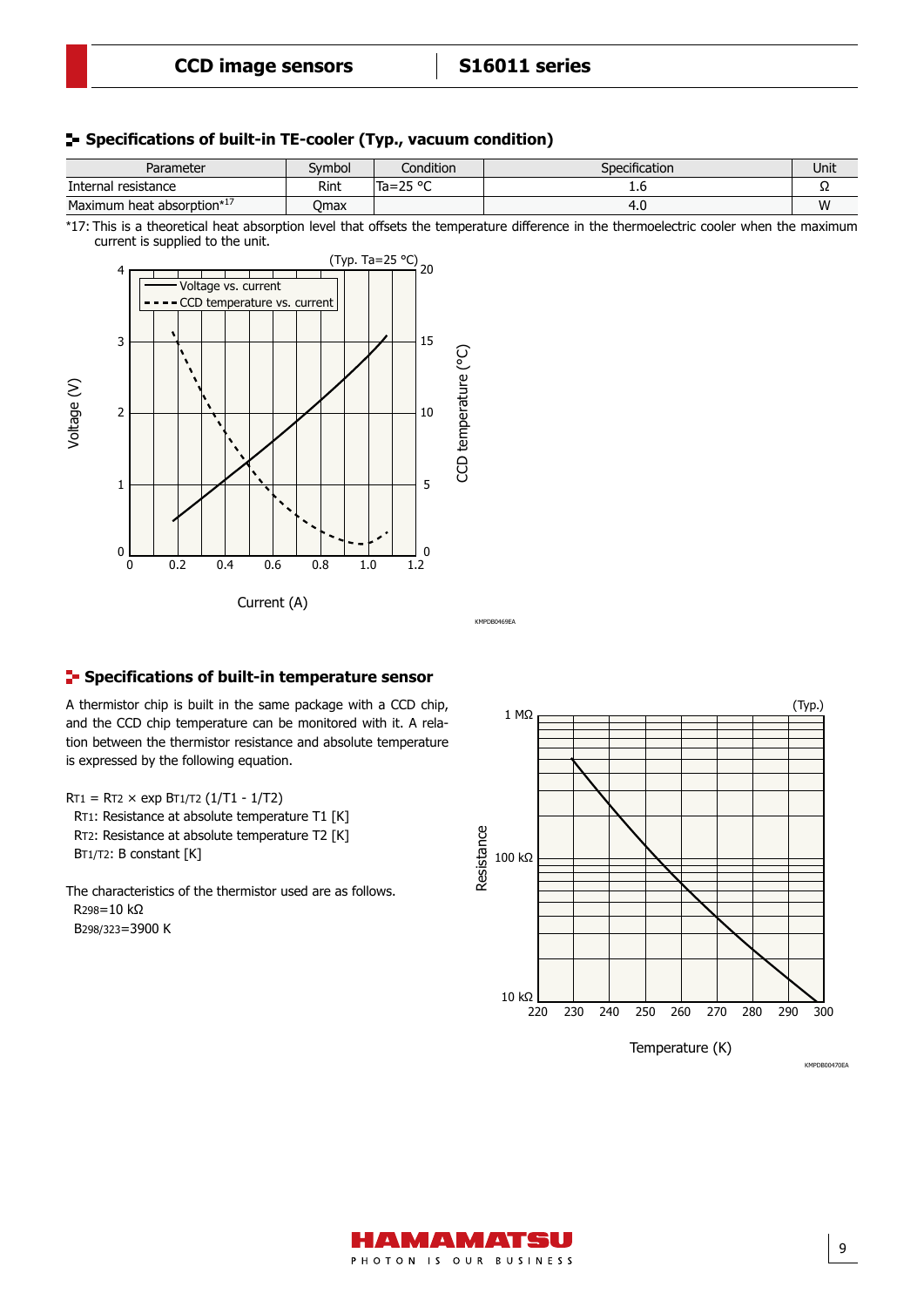## Specifications of built-in TE-cooler (Typ., vacuum condition)

| Parameter | Symbol | Condition | Specification | Unit |
|---|---|---|---|---|
| Internal resistance | Rint | Ta=25 °C | 1.6 | Ω |
| Maximum heat absorption*17 | Qmax | | 4.0 | W |

*17: This is a theoretical heat absorption level that offsets the temperature difference in the thermoelectric cooler when the maximum current is supplied to the unit.

KMPDB0469EA

## Specifications of built-in temperature sensor

A thermistor chip is built in the same package with a CCD chip, and the CCD chip temperature can be monitored with it. A relation between the thermistor resistance and absolute temperature is expressed by the following equation.

$R_{T1} = R_{T2} \times \exp B_{T1/T2} (1/T1 - 1/T2)$

$R_{T1}$: Resistance at absolute temperature T1 [K]
$R_{T2}$: Resistance at absolute temperature T2 [K]
$B_{T1/T2}$: B constant [K]

The characteristics of the thermistor used are as follows.

$R_{298}$=10 kΩ
$B_{298/323}$=3900 K

KMPDB0470EA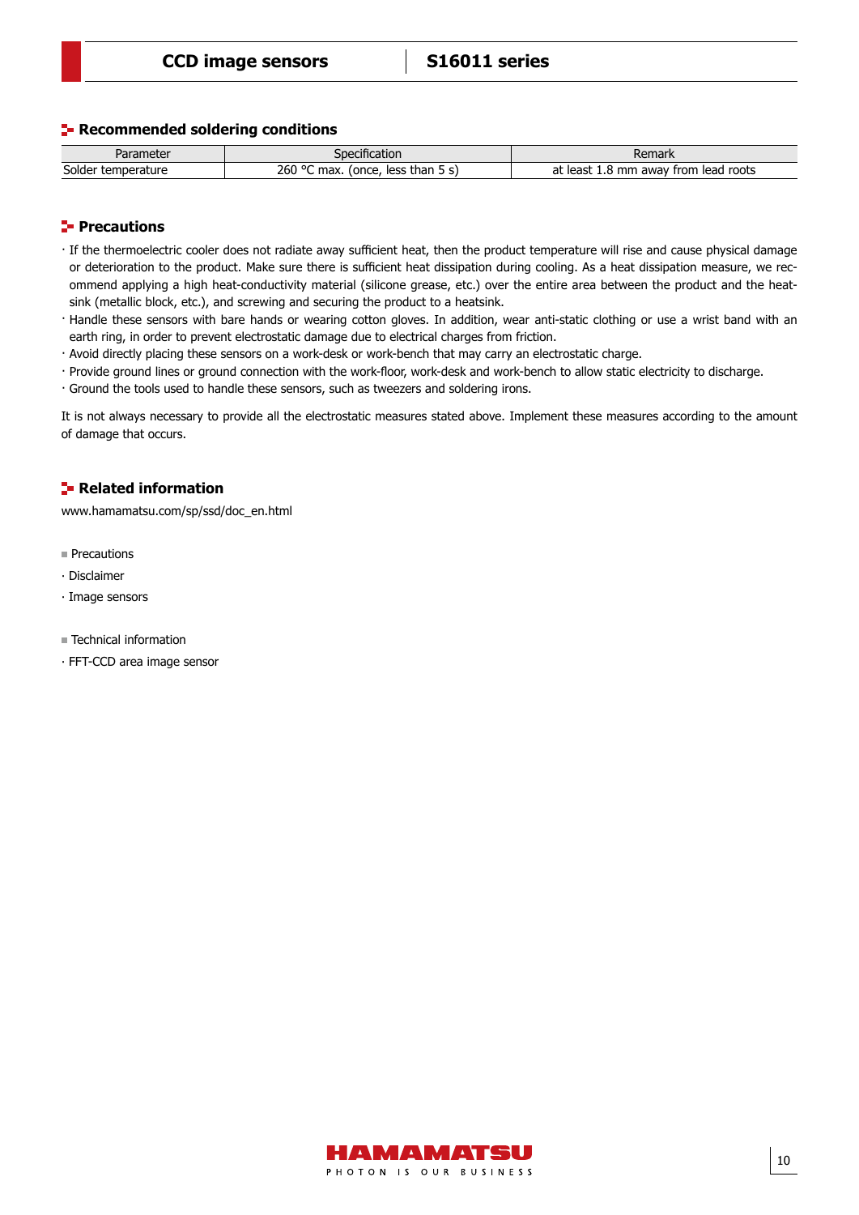## Recommended soldering conditions

| Parameter | Specification | Remark |
|---|---|---|
| Solder temperature | 260 °C max. (once, less than 5 s) | at least 1.8 mm away from lead roots |

## Precautions

- If the thermoelectric cooler does not radiate away sufficient heat, then the product temperature will rise and cause physical damage or deterioration to the product. Make sure there is sufficient heat dissipation during cooling. As a heat dissipation measure, we recommend applying a high heat-conductivity material (silicone grease, etc.) over the entire area between the product and the heatsink (metallic block, etc.), and screwing and securing the product to a heatsink.
- Handle these sensors with bare hands or wearing cotton gloves. In addition, wear anti-static clothing or use a wrist band with an earth ring, in order to prevent electrostatic damage due to electrical charges from friction.
- Avoid directly placing these sensors on a work-desk or work-bench that may carry an electrostatic charge.
- Provide ground lines or ground connection with the work-floor, work-desk and work-bench to allow static electricity to discharge.
- Ground the tools used to handle these sensors, such as tweezers and soldering irons.

It is not always necessary to provide all the electrostatic measures stated above. Implement these measures according to the amount of damage that occurs.

## Related information

www.hamamatsu.com/sp/ssd/doc_en.html

■ Precautions

- Disclaimer
- Image sensors

■ Technical information

- FFT-CCD area image sensor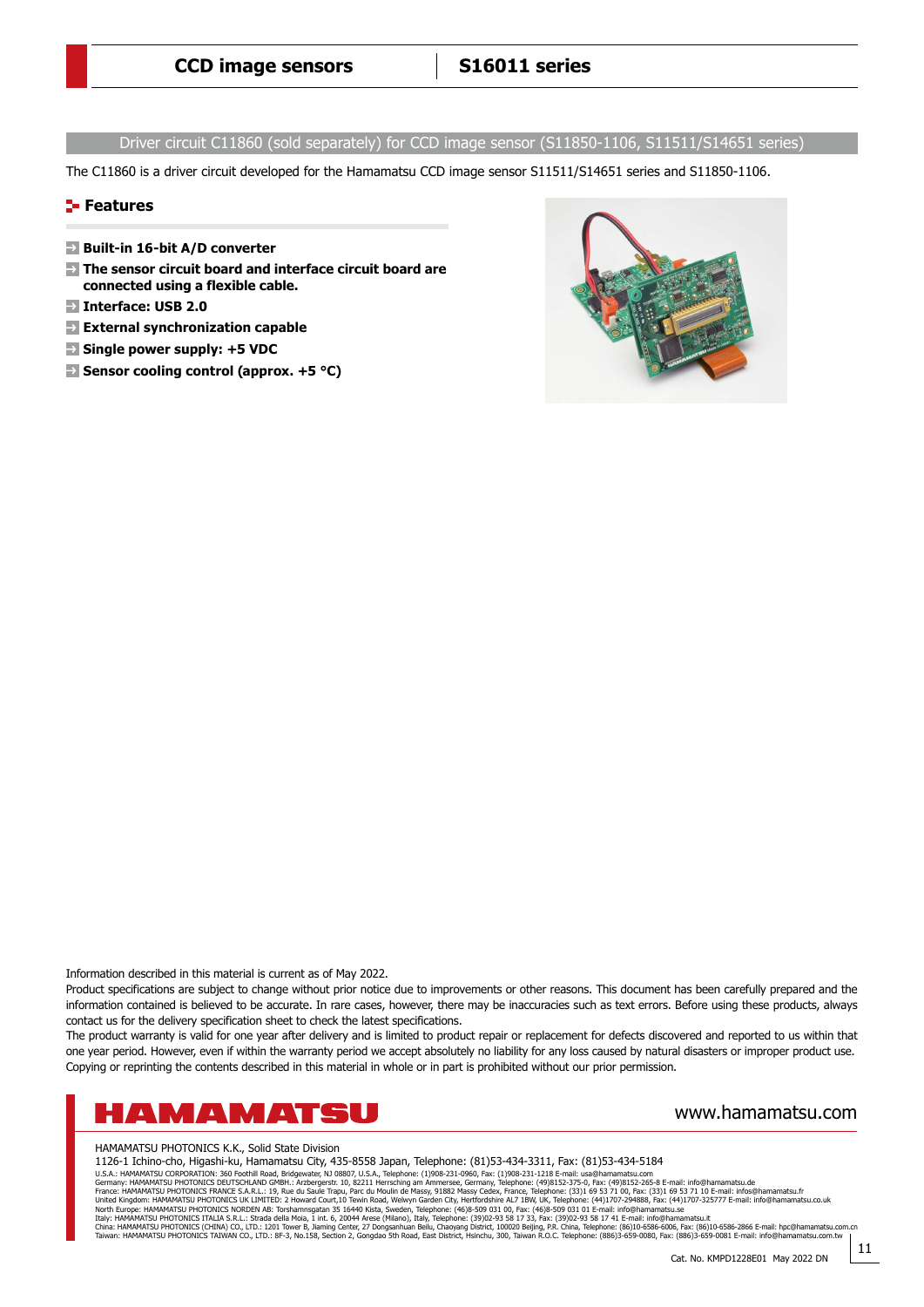## Driver circuit C11860 (sold separately) for CCD image sensor (S11850-1106, S11511/S14651 series)

The C11860 is a driver circuit developed for the Hamamatsu CCD image sensor S11511/S14651 series and S11850-1106.

### Features

- **Built-in 16-bit A/D converter**
- **The sensor circuit board and interface circuit board are connected using a flexible cable.**
- **Interface: USB 2.0**
- **External synchronization capable**
- **Single power supply: +5 VDC**
- **Sensor cooling control (approx. +5 °C)**

Information described in this material is current as of May 2022.

Product specifications are subject to change without prior notice due to improvements or other reasons. This document has been carefully prepared and the information contained is believed to be accurate. In rare cases, however, there may be inaccuracies such as text errors. Before using these products, always contact us for the delivery specification sheet to check the latest specifications.

The product warranty is valid for one year after delivery and is limited to product repair or replacement for defects discovered and reported to us within that one year period. However, even if within the warranty period we accept absolutely no liability for any loss caused by natural disasters or improper product use. Copying or reprinting the contents described in this material in whole or in part is prohibited without our prior permission.

**HAMAMATSU**

www.hamamatsu.com

HAMAMATSU PHOTONICS K.K., Solid State Division

1126-1 Ichino-cho, Higashi-ku, Hamamatsu City, 435-8558 Japan, Telephone: (81)53-434-3311, Fax: (81)53-434-5184

U.S.A.: HAMAMATSU CORPORATION: 360 Foothill Road, Bridgewater, NJ 08807, U.S.A., Telephone: (1)908-231-0960, Fax: (1)908-231-1218 E-mail: usa@hamamatsu.com

Germany: HAMAMATSU PHOTONICS DEUTSCHLAND GMBH.: Arzbergerstr. 10, 82211 Herrsching am Ammersee, Germany, Telephone: (49)8152-375-0, Fax: (49)8152-265-8 E-mail: info@hamamatsu.de

France: HAMAMATSU PHOTONICS FRANCE S.A.R.L.: 19, Rue du Saule Trapu, Parc du Moulin de Massy, 91882 Massy Cedex, France, Telephone: (33)1 69 53 71 00, Fax: (33)1 69 53 71 10 E-mail: infos@hamamatsu.fr

United Kingdom: HAMAMATSU PHOTONICS UK LIMITED: 2 Howard Court,10 Tewin Road, Welwyn Garden City, Hertfordshire AL7 1BW, UK, Telephone: (44)1707-294888, Fax: (44)1707-325777 E-mail: info@hamamatsu.co.uk

North Europe: HAMAMATSU PHOTONICS NORDEN AB: Torshamnsgatan 35 16440 Kista, Sweden, Telephone: (46)8-509 031 00, Fax: (46)8-509 031 01 E-mail: info@hamamatsu.se

Italy: HAMAMATSU PHOTONICS ITALIA S.R.L.: Strada della Moia, 1 int. 6, 20044 Arese (Milano), Italy, Telephone: (39)02-93 58 17 33, Fax: (39)02-93 58 17 41 E-mail: info@hamamatsu.it

China: HAMAMATSU PHOTONICS (CHINA) CO., LTD.: 1201 Tower B, Jiaming Center, 27 Dongsanhuan Beilu, Chaoyang District, 100020 Beijing, P.R. China, Telephone: (86)10-6586-6006, Fax: (86)10-6586-2866 E-mail: hpc@hamamatsu.com.cn

Taiwan: HAMAMATSU PHOTONICS TAIWAN CO., LTD.: 8F-3, No.158, Section 2, Gongdao 5th Road, East District, Hsinchu, 300, Taiwan R.O.C. Telephone: (886)3-659-0080, Fax: (886)3-659-0081 E-mail: info@hamamatsu.com.tw

Cat. No. KMPD1228E01 May 2022 DN